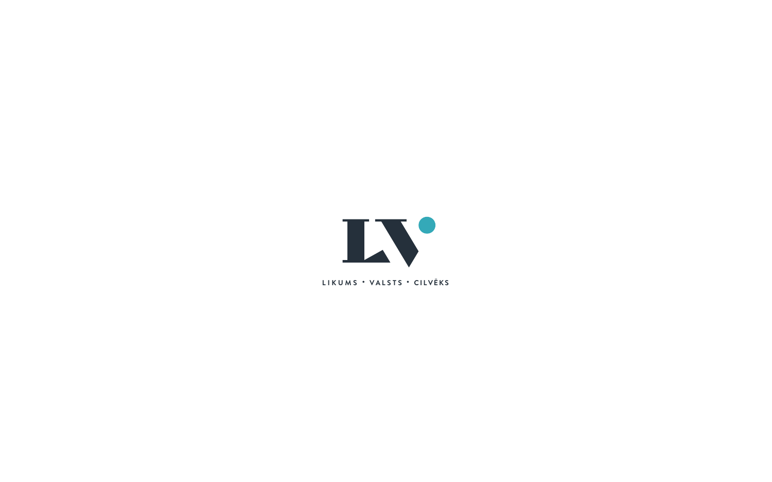LV

LIKUMS • VALSTS • CILVĒKS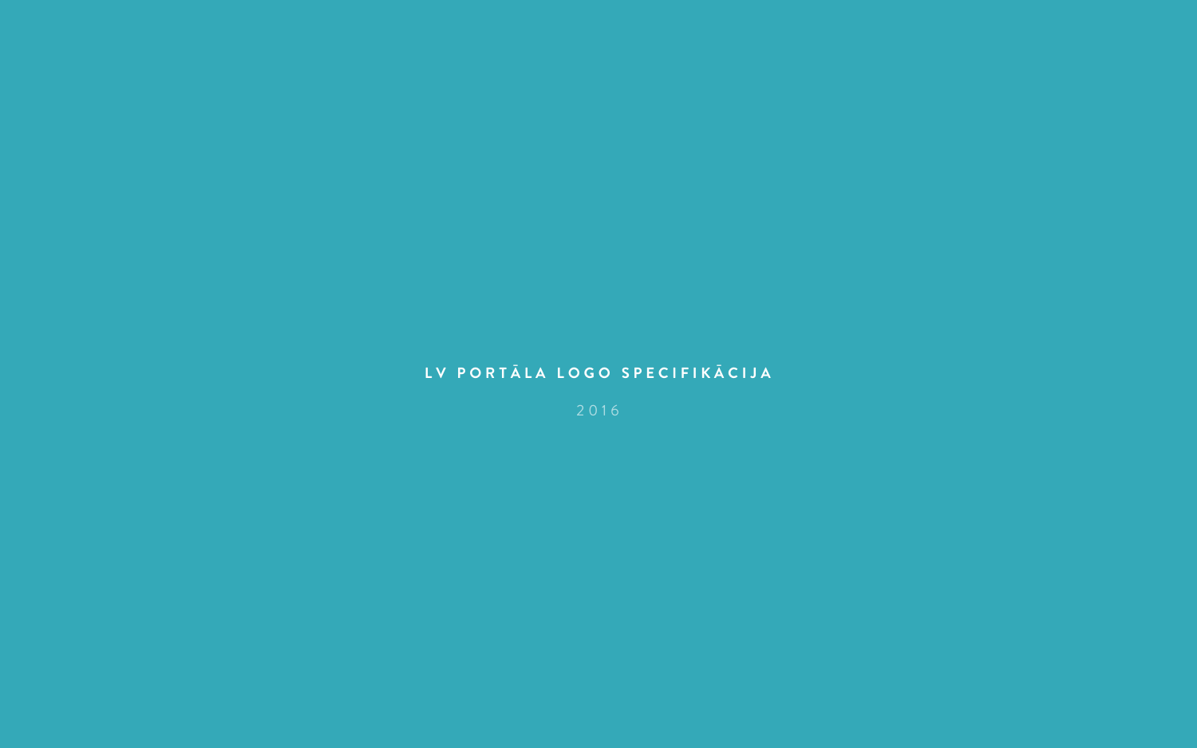# LV PORTĀLA LOGO SPECIFIKĀCIJA

2016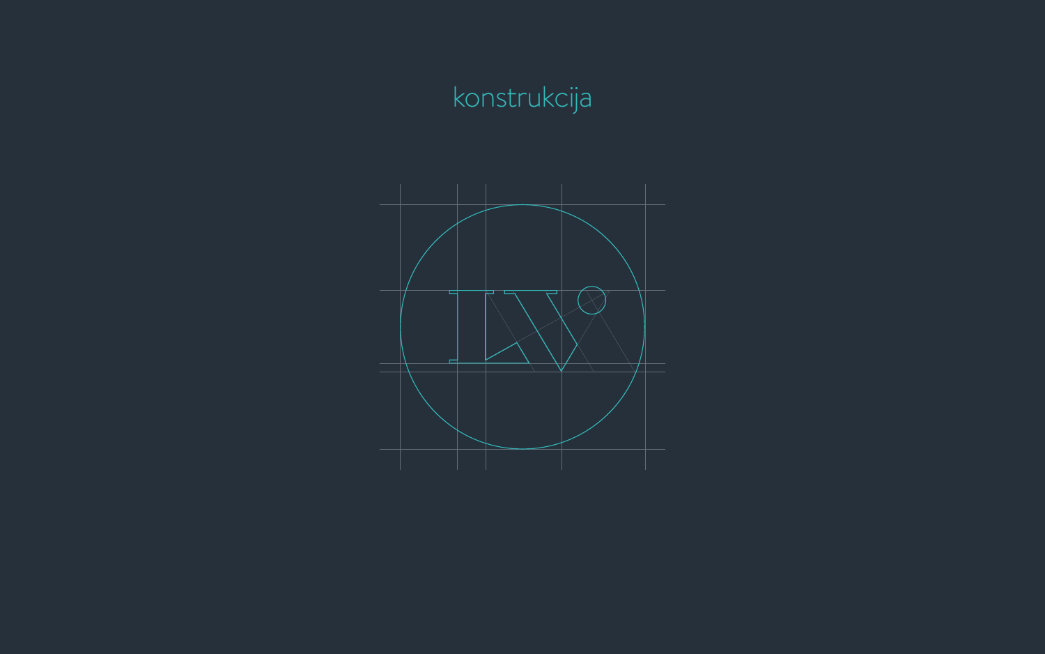# konstrukcija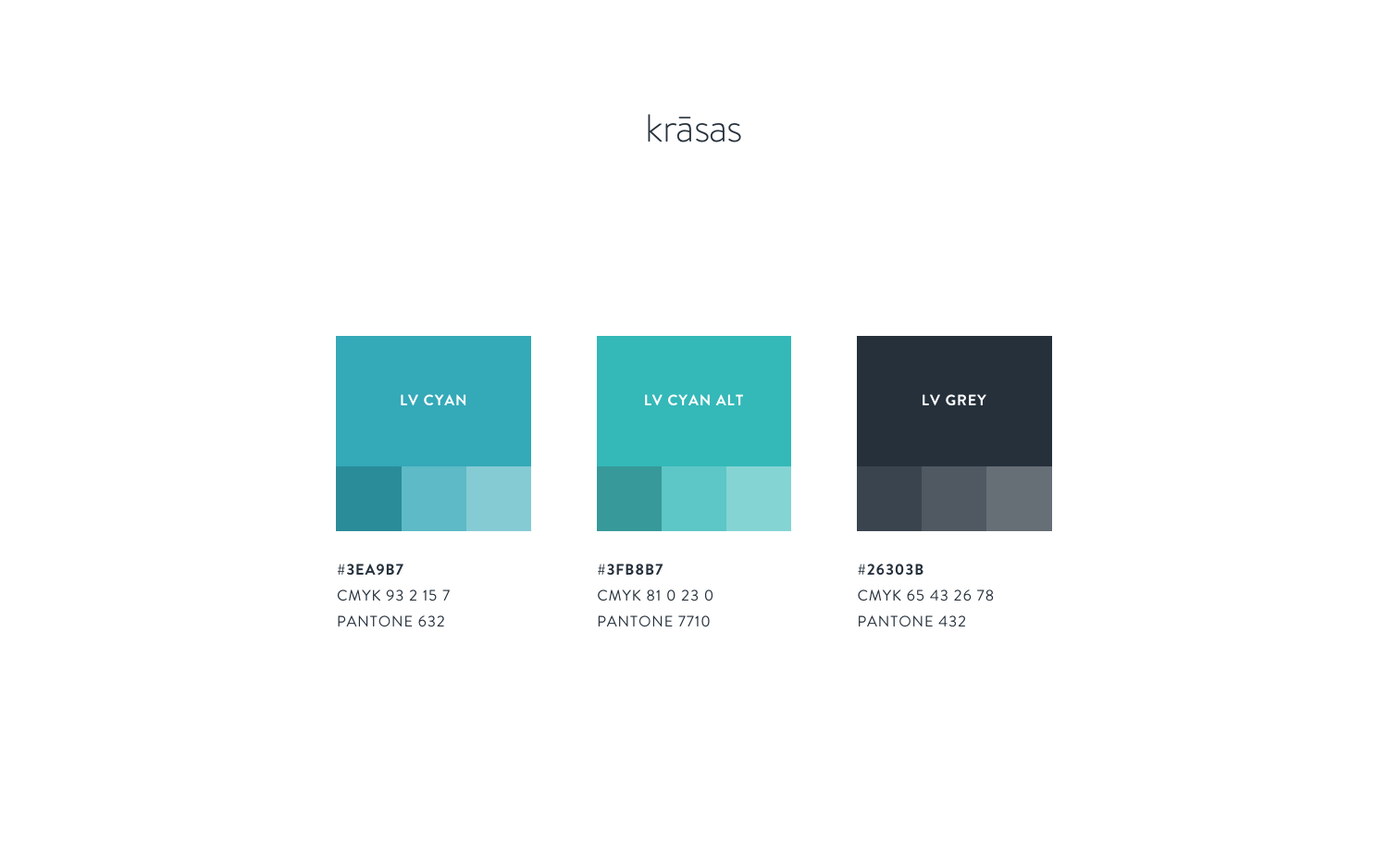# krāsas

**LV CYAN**

#**3EA9B7**
CMYK 93 2 15 7
PANTONE 632

**LV CYAN ALT**

#**3FB8B7**
CMYK 81 0 23 0
PANTONE 7710

**LV GREY**

#**26303B**
CMYK 65 43 26 78
PANTONE 432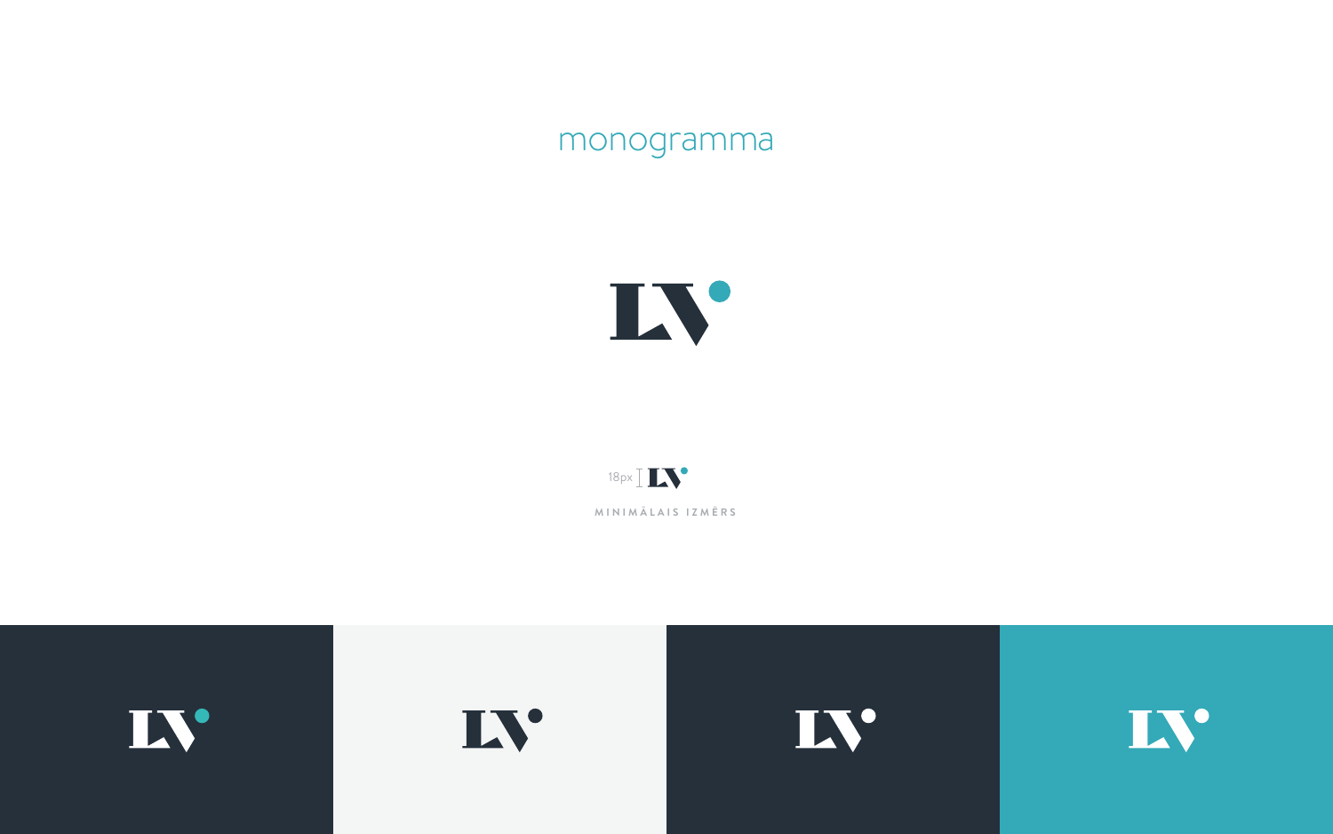# monogramma

18px

MINIMĀLAIS IZMĒRS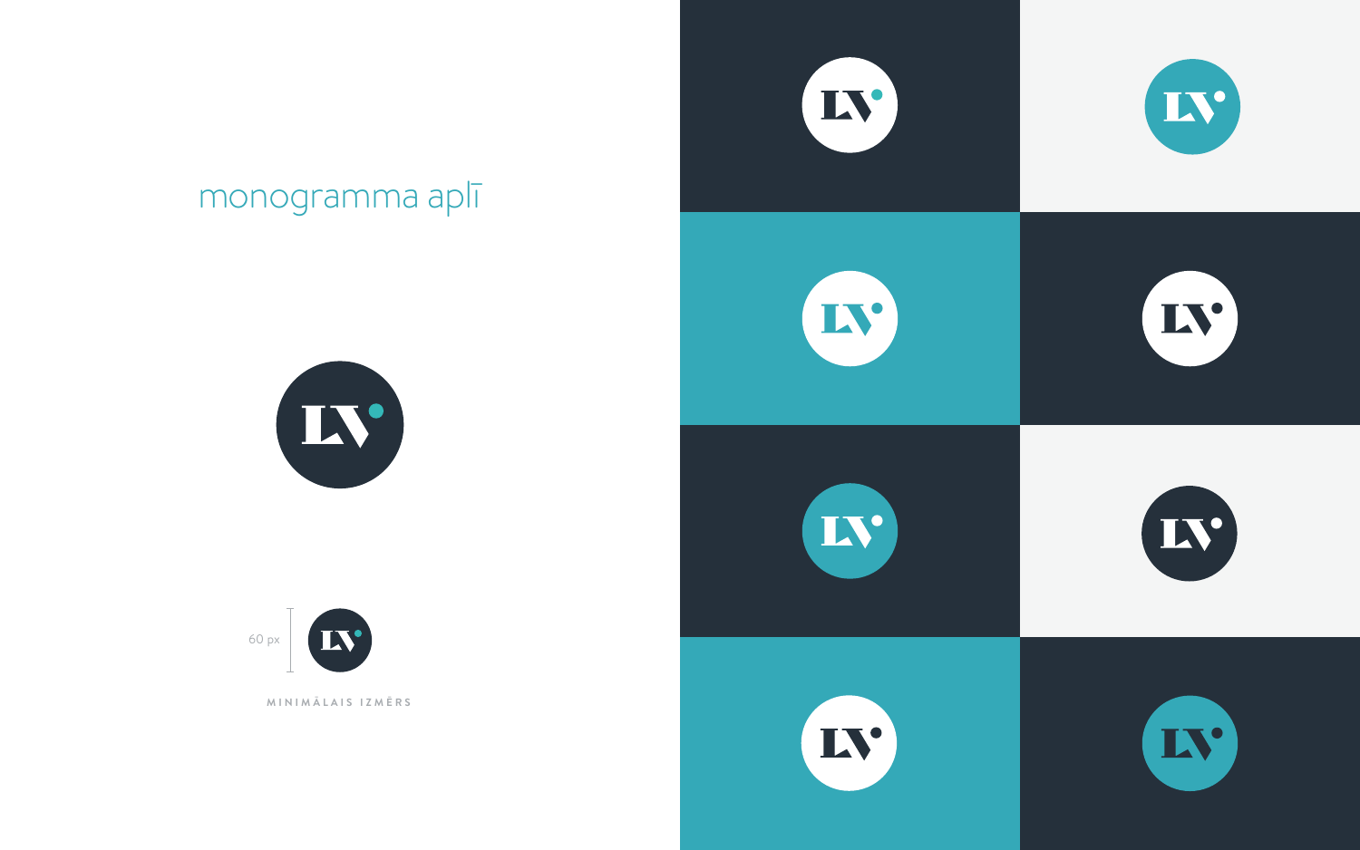# monogramma aplī

60 px

MINIMĀLAIS IZMĒRS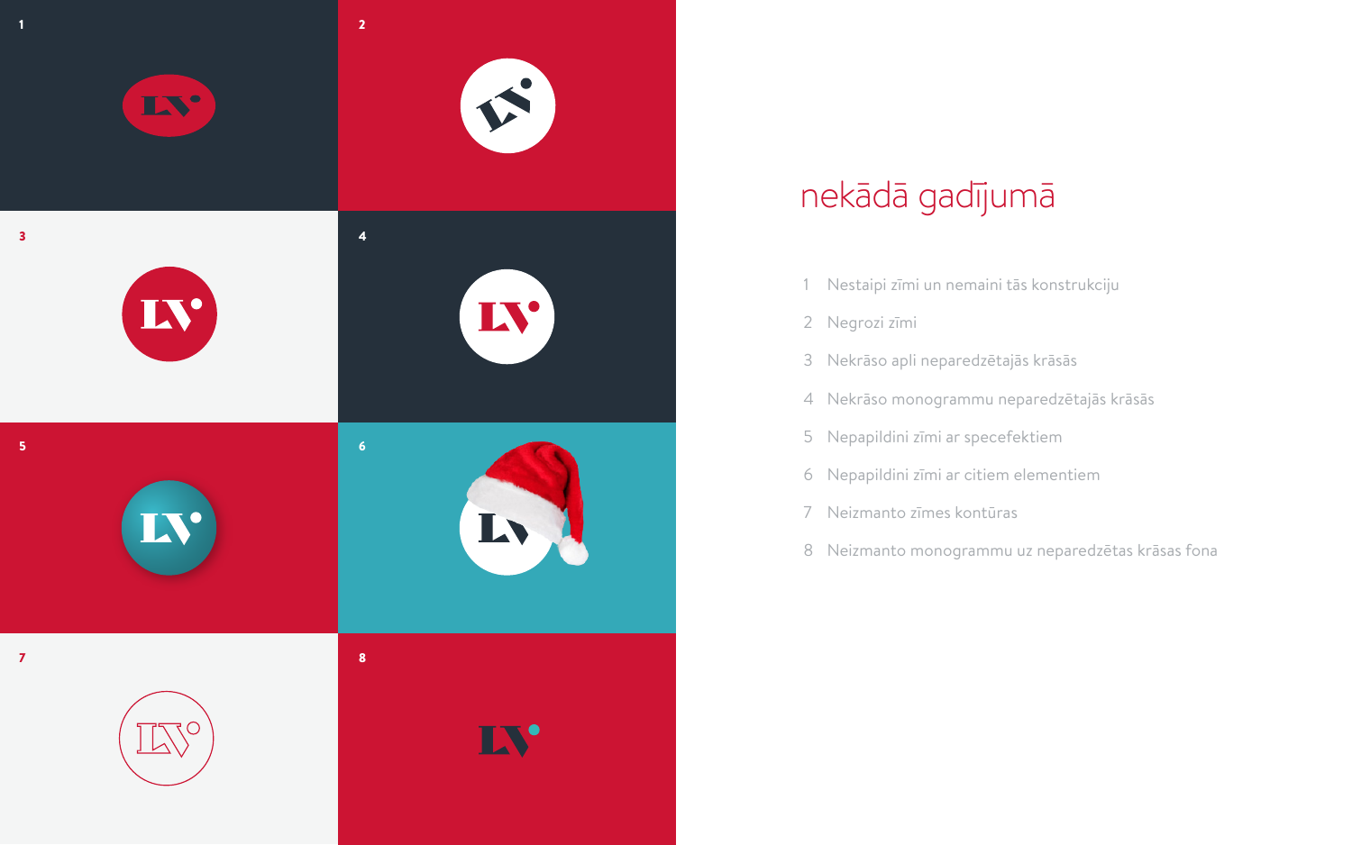## nekādā gadījumā

1. Nestaipi zīmi un nemaini tās konstrukciju
2. Negrozi zīmi
3. Nekrāso apli neparedzētajās krāsās
4. Nekrāso monogrammu neparedzētajās krāsās
5. Nepapildini zīmi ar specefektiem
6. Nepapildini zīmi ar citiem elementiem
7. Neizmanto zīmes kontūras
8. Neizmanto monogrammu uz neparedzētas krāsas fona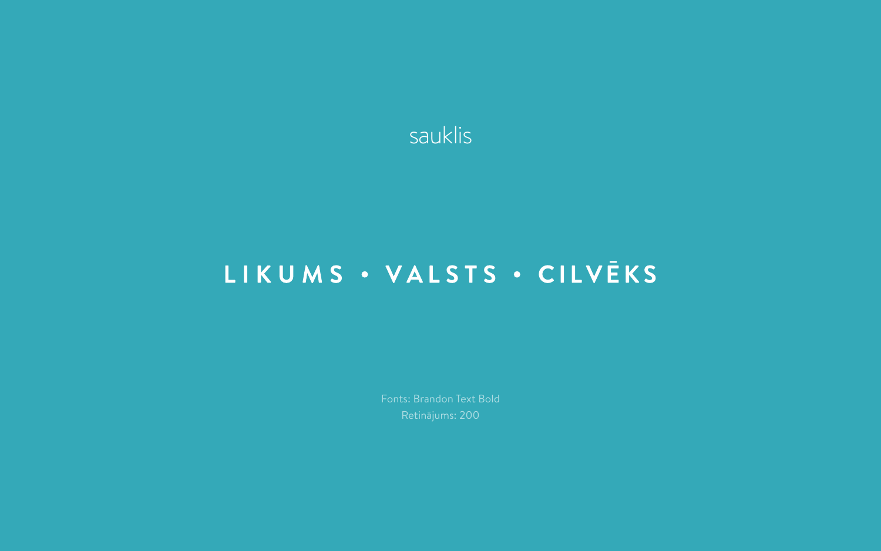sauklis

# LIKUMS • VALSTS • CILVĒKS

Fonts: Brandon Text Bold
Retinājums: 200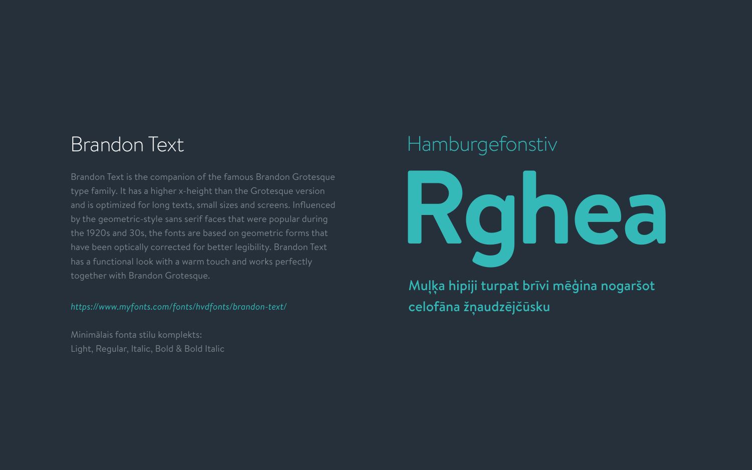# Brandon Text

Brandon Text is the companion of the famous Brandon Grotesque type family. It has a higher x-height than the Grotesque version and is optimized for long texts, small sizes and screens. Influenced by the geometric-style sans serif faces that were popular during the 1920s and 30s, the fonts are based on geometric forms that have been optically corrected for better legibility. Brandon Text has a functional look with a warm touch and works perfectly together with Brandon Grotesque.

*https://www.myfonts.com/fonts/hvdfonts/brandon-text/*

Minimālais fonta stilu komplekts:
Light, Regular, Italic, Bold & Bold Italic

Hamburgefonstiv

**Rghea**

**Muļķa hipiji turpat brīvi mēģina nogaršot celofāna žņaudzējčūsku**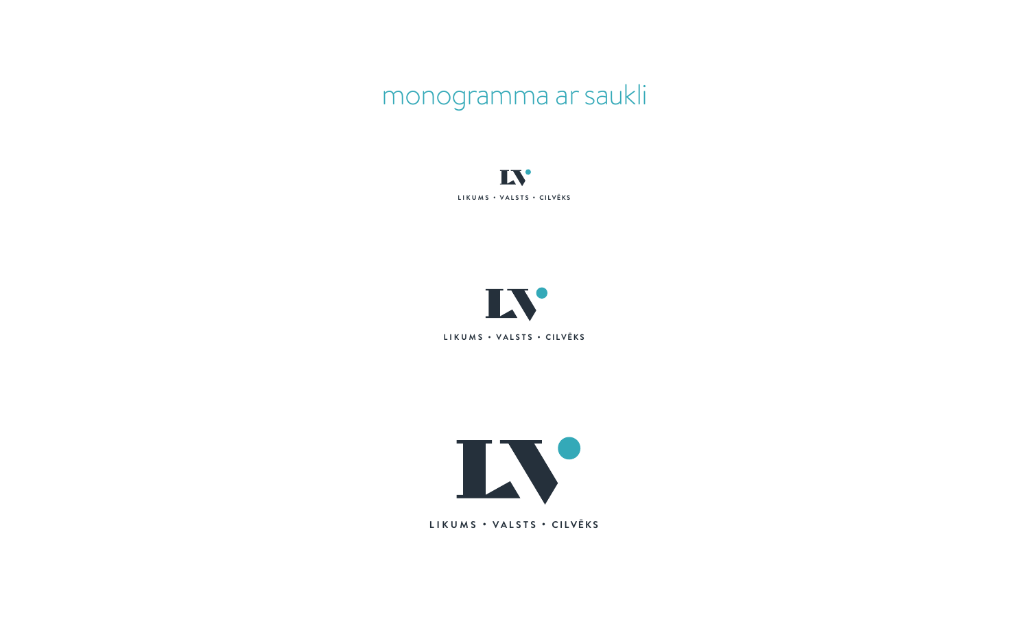# monogramma ar saukli

LV

LIKUMS • VALSTS • CILVĒKS

LV

LIKUMS • VALSTS • CILVĒKS

LV

LIKUMS • VALSTS • CILVĒKS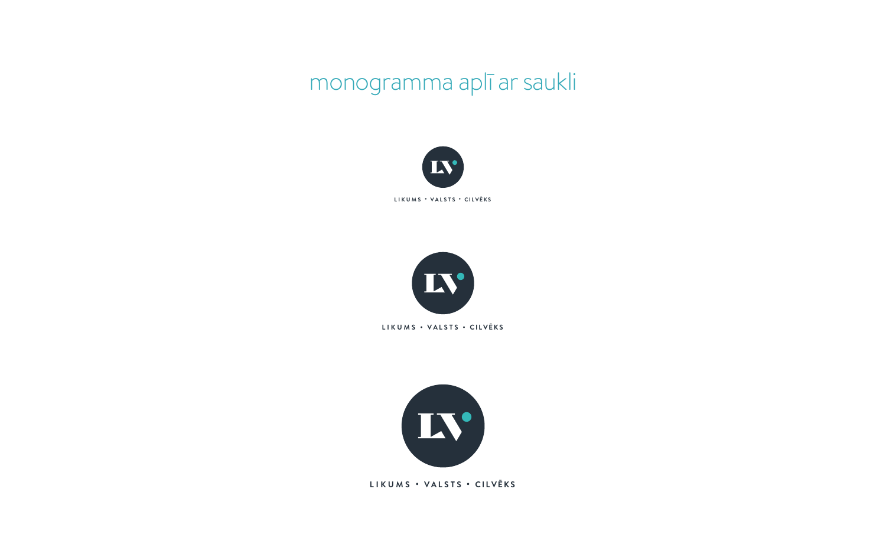# monogramma aplī ar saukli

LV

LIKUMS • VALSTS • CILVĒKS

LV

LIKUMS • VALSTS • CILVĒKS

LV

LIKUMS • VALSTS • CILVĒKS